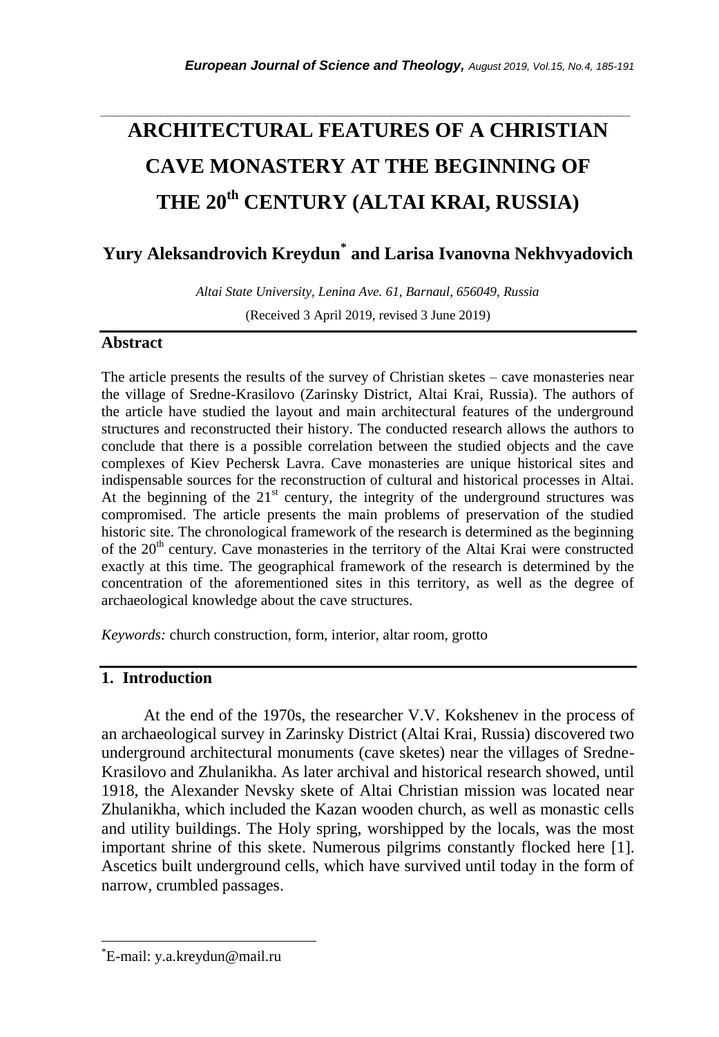# ARCHITECTURAL FEATURES OF A CHRISTIAN CAVE MONASTERY AT THE BEGINNING OF THE 20th CENTURY (ALTAI KRAI, RUSSIA)

**Yury Aleksandrovich Kreydun[*] and Larisa Ivanovna Nekhvyadovich**

*Altai State University, Lenina Ave. 61, Barnaul, 656049, Russia*

(Received 3 April 2019, revised 3 June 2019)

## Abstract

The article presents the results of the survey of Christian sketes – cave monasteries near the village of Sredne-Krasilovo (Zarinsky District, Altai Krai, Russia). The authors of the article have studied the layout and main architectural features of the underground structures and reconstructed their history. The conducted research allows the authors to conclude that there is a possible correlation between the studied objects and the cave complexes of Kiev Pechersk Lavra. Cave monasteries are unique historical sites and indispensable sources for the reconstruction of cultural and historical processes in Altai. At the beginning of the 21st century, the integrity of the underground structures was compromised. The article presents the main problems of preservation of the studied historic site. The chronological framework of the research is determined as the beginning of the 20th century. Cave monasteries in the territory of the Altai Krai were constructed exactly at this time. The geographical framework of the research is determined by the concentration of the aforementioned sites in this territory, as well as the degree of archaeological knowledge about the cave structures.

*Keywords:* church construction, form, interior, altar room, grotto

## 1. Introduction

At the end of the 1970s, the researcher V.V. Kokshenev in the process of an archaeological survey in Zarinsky District (Altai Krai, Russia) discovered two underground architectural monuments (cave sketes) near the villages of Sredne-Krasilovo and Zhulanikha. As later archival and historical research showed, until 1918, the Alexander Nevsky skete of Altai Christian mission was located near Zhulanikha, which included the Kazan wooden church, as well as monastic cells and utility buildings. The Holy spring, worshipped by the locals, was the most important shrine of this skete. Numerous pilgrims constantly flocked here [1]. Ascetics built underground cells, which have survived until today in the form of narrow, crumbled passages.

[*] E-mail: y.a.kreydun@mail.ru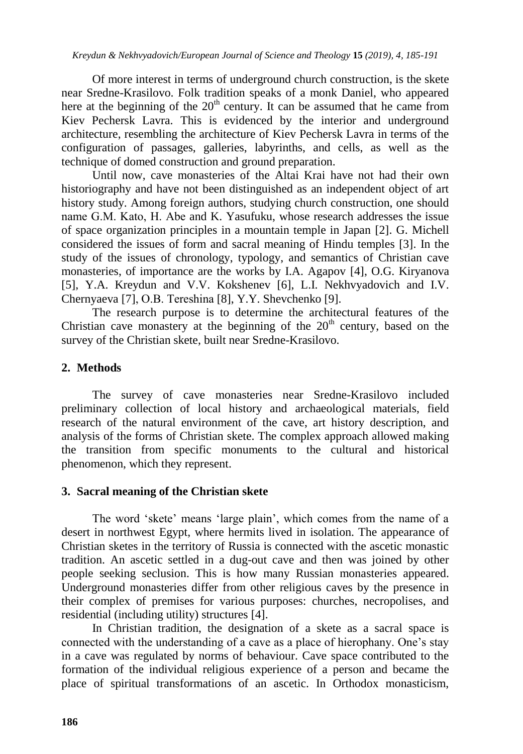Of more interest in terms of underground church construction, is the skete near Sredne-Krasilovo. Folk tradition speaks of a monk Daniel, who appeared here at the beginning of the $20^{th}$ century. It can be assumed that he came from Kiev Pechersk Lavra. This is evidenced by the interior and underground architecture, resembling the architecture of Kiev Pechersk Lavra in terms of the configuration of passages, galleries, labyrinths, and cells, as well as the technique of domed construction and ground preparation.

Until now, cave monasteries of the Altai Krai have not had their own historiography and have not been distinguished as an independent object of art history study. Among foreign authors, studying church construction, one should name G.M. Kato, H. Abe and K. Yasufuku, whose research addresses the issue of space organization principles in a mountain temple in Japan [2]. G. Michell considered the issues of form and sacral meaning of Hindu temples [3]. In the study of the issues of chronology, typology, and semantics of Christian cave monasteries, of importance are the works by I.A. Agapov [4], O.G. Kiryanova [5], Y.A. Kreydun and V.V. Kokshenev [6], L.I. Nekhvyadovich and I.V. Chernyaeva [7], O.B. Tereshina [8], Y.Y. Shevchenko [9].

The research purpose is to determine the architectural features of the Christian cave monastery at the beginning of the $20^{th}$ century, based on the survey of the Christian skete, built near Sredne-Krasilovo.

## 2. Methods

The survey of cave monasteries near Sredne-Krasilovo included preliminary collection of local history and archaeological materials, field research of the natural environment of the cave, art history description, and analysis of the forms of Christian skete. The complex approach allowed making the transition from specific monuments to the cultural and historical phenomenon, which they represent.

## 3. Sacral meaning of the Christian skete

The word 'skete' means 'large plain', which comes from the name of a desert in northwest Egypt, where hermits lived in isolation. The appearance of Christian sketes in the territory of Russia is connected with the ascetic monastic tradition. An ascetic settled in a dug-out cave and then was joined by other people seeking seclusion. This is how many Russian monasteries appeared. Underground monasteries differ from other religious caves by the presence in their complex of premises for various purposes: churches, necropolises, and residential (including utility) structures [4].

In Christian tradition, the designation of a skete as a sacral space is connected with the understanding of a cave as a place of hierophany. One's stay in a cave was regulated by norms of behaviour. Cave space contributed to the formation of the individual religious experience of a person and became the place of spiritual transformations of an ascetic. In Orthodox monasticism,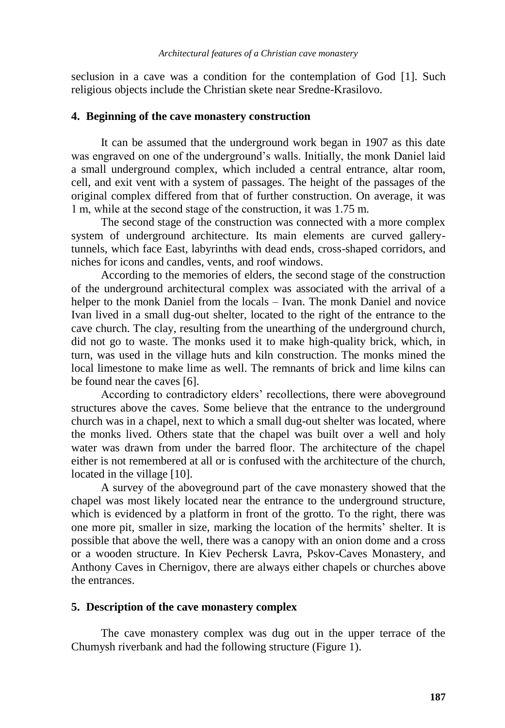seclusion in a cave was a condition for the contemplation of God [1]. Such religious objects include the Christian skete near Sredne-Krasilovo.

## 4. Beginning of the cave monastery construction

It can be assumed that the underground work began in 1907 as this date was engraved on one of the underground's walls. Initially, the monk Daniel laid a small underground complex, which included a central entrance, altar room, cell, and exit vent with a system of passages. The height of the passages of the original complex differed from that of further construction. On average, it was 1 m, while at the second stage of the construction, it was 1.75 m.

The second stage of the construction was connected with a more complex system of underground architecture. Its main elements are curved gallery-tunnels, which face East, labyrinths with dead ends, cross-shaped corridors, and niches for icons and candles, vents, and roof windows.

According to the memories of elders, the second stage of the construction of the underground architectural complex was associated with the arrival of a helper to the monk Daniel from the locals – Ivan. The monk Daniel and novice Ivan lived in a small dug-out shelter, located to the right of the entrance to the cave church. The clay, resulting from the unearthing of the underground church, did not go to waste. The monks used it to make high-quality brick, which, in turn, was used in the village huts and kiln construction. The monks mined the local limestone to make lime as well. The remnants of brick and lime kilns can be found near the caves [6].

According to contradictory elders' recollections, there were aboveground structures above the caves. Some believe that the entrance to the underground church was in a chapel, next to which a small dug-out shelter was located, where the monks lived. Others state that the chapel was built over a well and holy water was drawn from under the barred floor. The architecture of the chapel either is not remembered at all or is confused with the architecture of the church, located in the village [10].

A survey of the aboveground part of the cave monastery showed that the chapel was most likely located near the entrance to the underground structure, which is evidenced by a platform in front of the grotto. To the right, there was one more pit, smaller in size, marking the location of the hermits' shelter. It is possible that above the well, there was a canopy with an onion dome and a cross or a wooden structure. In Kiev Pechersk Lavra, Pskov-Caves Monastery, and Anthony Caves in Chernigov, there are always either chapels or churches above the entrances.

## 5. Description of the cave monastery complex

The cave monastery complex was dug out in the upper terrace of the Chumysh riverbank and had the following structure (Figure 1).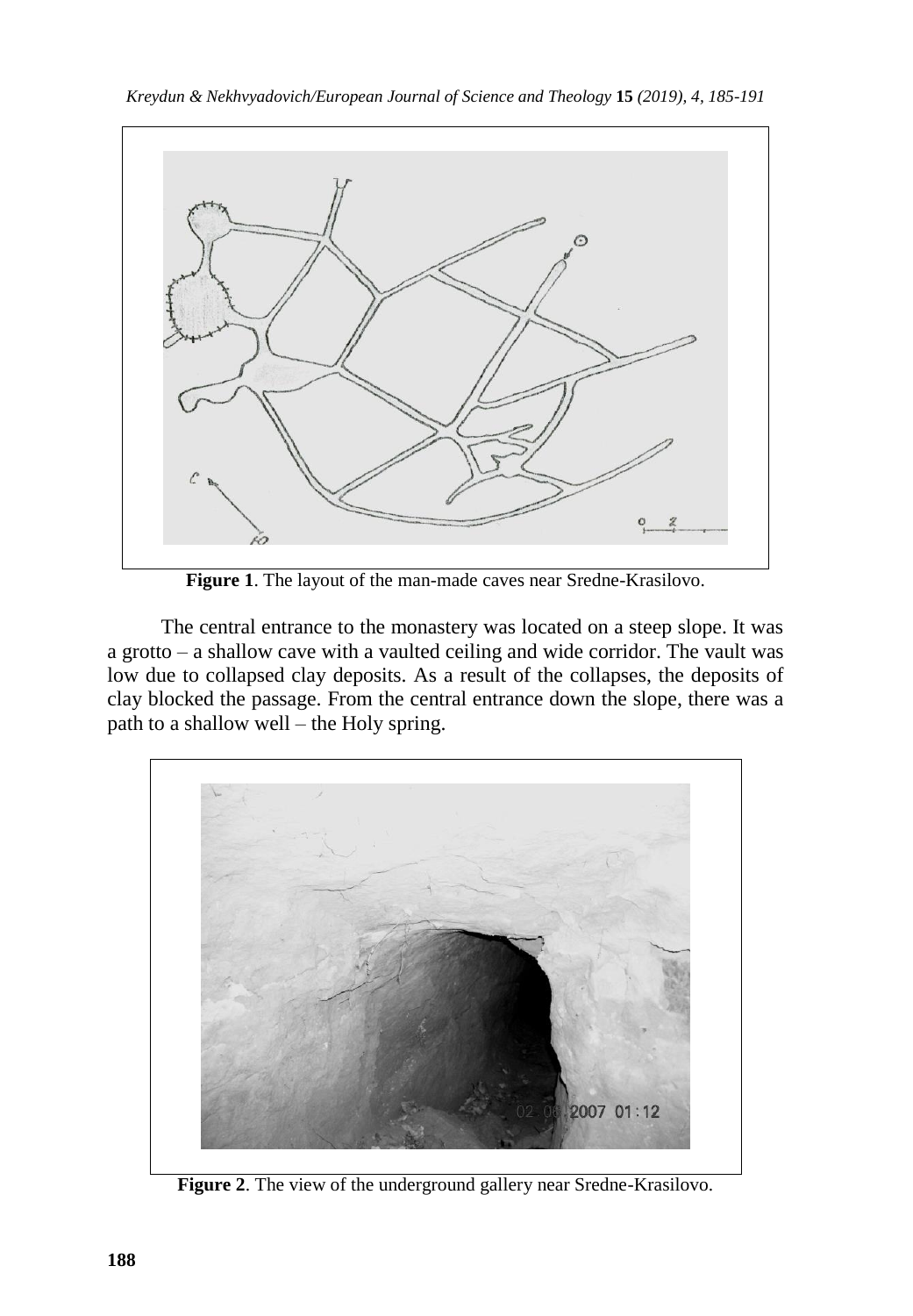**Figure 1**. The layout of the man-made caves near Sredne-Krasilovo.

The central entrance to the monastery was located on a steep slope. It was a grotto – a shallow cave with a vaulted ceiling and wide corridor. The vault was low due to collapsed clay deposits. As a result of the collapses, the deposits of clay blocked the passage. From the central entrance down the slope, there was a path to a shallow well – the Holy spring.

**Figure 2**. The view of the underground gallery near Sredne-Krasilovo.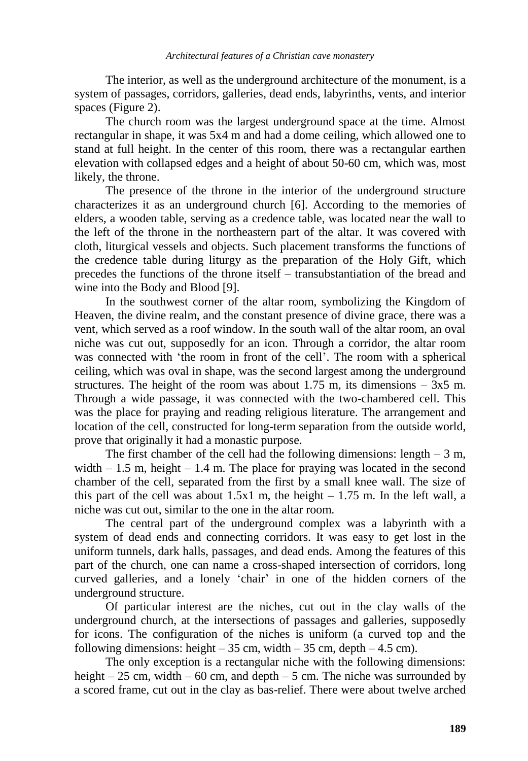The interior, as well as the underground architecture of the monument, is a system of passages, corridors, galleries, dead ends, labyrinths, vents, and interior spaces (Figure 2).

The church room was the largest underground space at the time. Almost rectangular in shape, it was 5x4 m and had a dome ceiling, which allowed one to stand at full height. In the center of this room, there was a rectangular earthen elevation with collapsed edges and a height of about 50-60 cm, which was, most likely, the throne.

The presence of the throne in the interior of the underground structure characterizes it as an underground church [6]. According to the memories of elders, a wooden table, serving as a credence table, was located near the wall to the left of the throne in the northeastern part of the altar. It was covered with cloth, liturgical vessels and objects. Such placement transforms the functions of the credence table during liturgy as the preparation of the Holy Gift, which precedes the functions of the throne itself – transubstantiation of the bread and wine into the Body and Blood [9].

In the southwest corner of the altar room, symbolizing the Kingdom of Heaven, the divine realm, and the constant presence of divine grace, there was a vent, which served as a roof window. In the south wall of the altar room, an oval niche was cut out, supposedly for an icon. Through a corridor, the altar room was connected with 'the room in front of the cell'. The room with a spherical ceiling, which was oval in shape, was the second largest among the underground structures. The height of the room was about 1.75 m, its dimensions – 3x5 m. Through a wide passage, it was connected with the two-chambered cell. This was the place for praying and reading religious literature. The arrangement and location of the cell, constructed for long-term separation from the outside world, prove that originally it had a monastic purpose.

The first chamber of the cell had the following dimensions: length – 3 m, width – 1.5 m, height – 1.4 m. The place for praying was located in the second chamber of the cell, separated from the first by a small knee wall. The size of this part of the cell was about 1.5x1 m, the height – 1.75 m. In the left wall, a niche was cut out, similar to the one in the altar room.

The central part of the underground complex was a labyrinth with a system of dead ends and connecting corridors. It was easy to get lost in the uniform tunnels, dark halls, passages, and dead ends. Among the features of this part of the church, one can name a cross-shaped intersection of corridors, long curved galleries, and a lonely 'chair' in one of the hidden corners of the underground structure.

Of particular interest are the niches, cut out in the clay walls of the underground church, at the intersections of passages and galleries, supposedly for icons. The configuration of the niches is uniform (a curved top and the following dimensions: height – 35 cm, width – 35 cm, depth – 4.5 cm).

The only exception is a rectangular niche with the following dimensions: height – 25 cm, width – 60 cm, and depth – 5 cm. The niche was surrounded by a scored frame, cut out in the clay as bas-relief. There were about twelve arched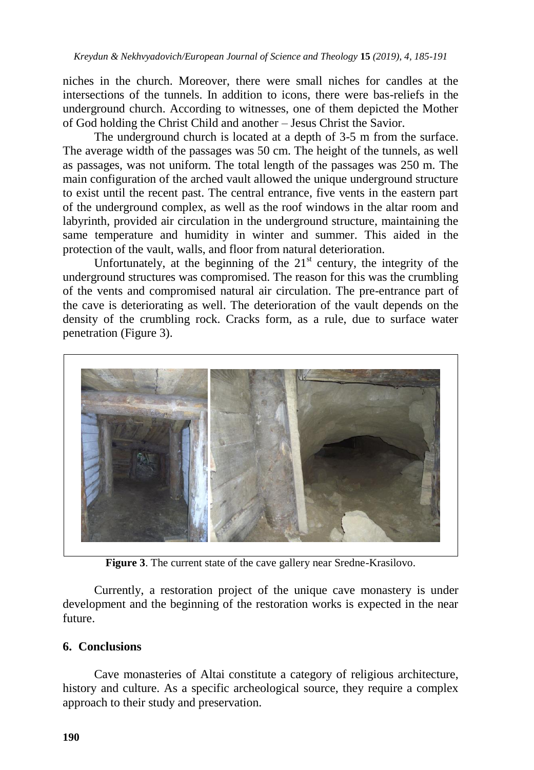niches in the church. Moreover, there were small niches for candles at the intersections of the tunnels. In addition to icons, there were bas-reliefs in the underground church. According to witnesses, one of them depicted the Mother of God holding the Christ Child and another – Jesus Christ the Savior.

The underground church is located at a depth of 3-5 m from the surface. The average width of the passages was 50 cm. The height of the tunnels, as well as passages, was not uniform. The total length of the passages was 250 m. The main configuration of the arched vault allowed the unique underground structure to exist until the recent past. The central entrance, five vents in the eastern part of the underground complex, as well as the roof windows in the altar room and labyrinth, provided air circulation in the underground structure, maintaining the same temperature and humidity in winter and summer. This aided in the protection of the vault, walls, and floor from natural deterioration.

Unfortunately, at the beginning of the 21st century, the integrity of the underground structures was compromised. The reason for this was the crumbling of the vents and compromised natural air circulation. The pre-entrance part of the cave is deteriorating as well. The deterioration of the vault depends on the density of the crumbling rock. Cracks form, as a rule, due to surface water penetration (Figure 3).

**Figure 3**. The current state of the cave gallery near Sredne-Krasilovo.

Currently, a restoration project of the unique cave monastery is under development and the beginning of the restoration works is expected in the near future.

## 6. Conclusions

Cave monasteries of Altai constitute a category of religious architecture, history and culture. As a specific archeological source, they require a complex approach to their study and preservation.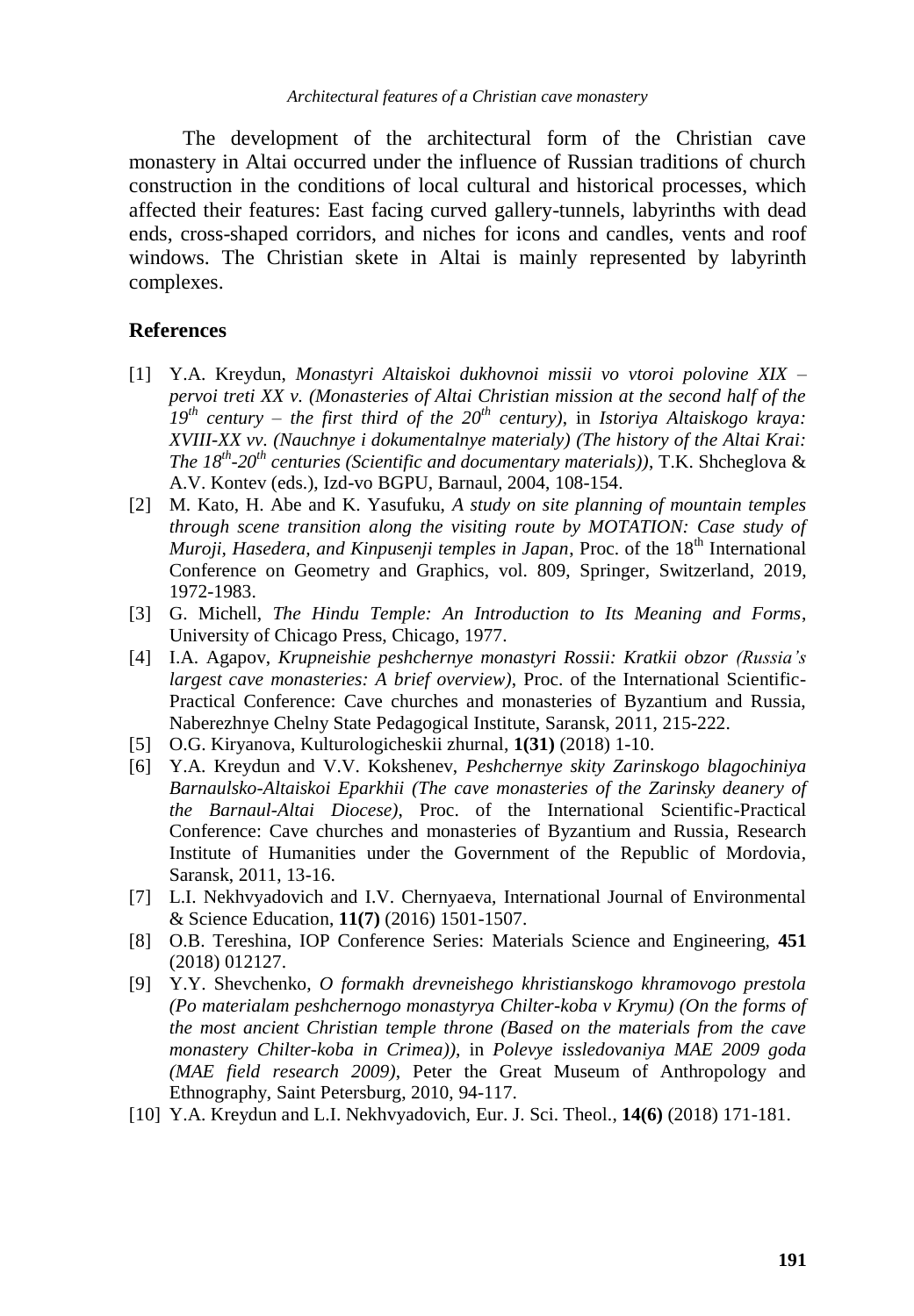The development of the architectural form of the Christian cave monastery in Altai occurred under the influence of Russian traditions of church construction in the conditions of local cultural and historical processes, which affected their features: East facing curved gallery-tunnels, labyrinths with dead ends, cross-shaped corridors, and niches for icons and candles, vents and roof windows. The Christian skete in Altai is mainly represented by labyrinth complexes.

## References

[1] Y.A. Kreydun, *Monastyri Altaiskoi dukhovnoi missii vo vtoroi polovine XIX – pervoi treti XX v. (Monasteries of Altai Christian mission at the second half of the 19th century – the first third of the 20th century)*, in *Istoriya Altaiskogo kraya: XVIII-XX vv. (Nauchnye i dokumentalnye materialy) (The history of the Altai Krai: The 18th-20th centuries (Scientific and documentary materials))*, T.K. Shcheglova & A.V. Kontev (eds.), Izd-vo BGPU, Barnaul, 2004, 108-154.

[2] M. Kato, H. Abe and K. Yasufuku, *A study on site planning of mountain temples through scene transition along the visiting route by MOTATION: Case study of Muroji, Hasedera, and Kinpusenji temples in Japan*, Proc. of the 18th International Conference on Geometry and Graphics, vol. 809, Springer, Switzerland, 2019, 1972-1983.

[3] G. Michell, *The Hindu Temple: An Introduction to Its Meaning and Forms*, University of Chicago Press, Chicago, 1977.

[4] I.A. Agapov, *Krupneishie peshchernye monastyri Rossii: Kratkii obzor (Russia's largest cave monasteries: A brief overview)*, Proc. of the International Scientific-Practical Conference: Cave churches and monasteries of Byzantium and Russia, Naberezhnye Chelny State Pedagogical Institute, Saransk, 2011, 215-222.

[5] O.G. Kiryanova, Kulturologicheskii zhurnal, **1(31)** (2018) 1-10.

[6] Y.A. Kreydun and V.V. Kokshenev, *Peshchernye skity Zarinskogo blagochiniya Barnaulsko-Altaiskoi Eparkhii (The cave monasteries of the Zarinsky deanery of the Barnaul-Altai Diocese)*, Proc. of the International Scientific-Practical Conference: Cave churches and monasteries of Byzantium and Russia, Research Institute of Humanities under the Government of the Republic of Mordovia, Saransk, 2011, 13-16.

[7] L.I. Nekhvyadovich and I.V. Chernyaeva, International Journal of Environmental & Science Education, **11(7)** (2016) 1501-1507.

[8] O.B. Tereshina, IOP Conference Series: Materials Science and Engineering, **451** (2018) 012127.

[9] Y.Y. Shevchenko, *O formakh drevneishego khristianskogo khramovogo prestola (Po materialam peshchernogo monastyrya Chilter-koba v Krymu) (On the forms of the most ancient Christian temple throne (Based on the materials from the cave monastery Chilter-koba in Crimea))*, in *Polevye issledovaniya MAE 2009 goda (MAE field research 2009)*, Peter the Great Museum of Anthropology and Ethnography, Saint Petersburg, 2010, 94-117.

[10] Y.A. Kreydun and L.I. Nekhvyadovich, Eur. J. Sci. Theol., **14(6)** (2018) 171-181.